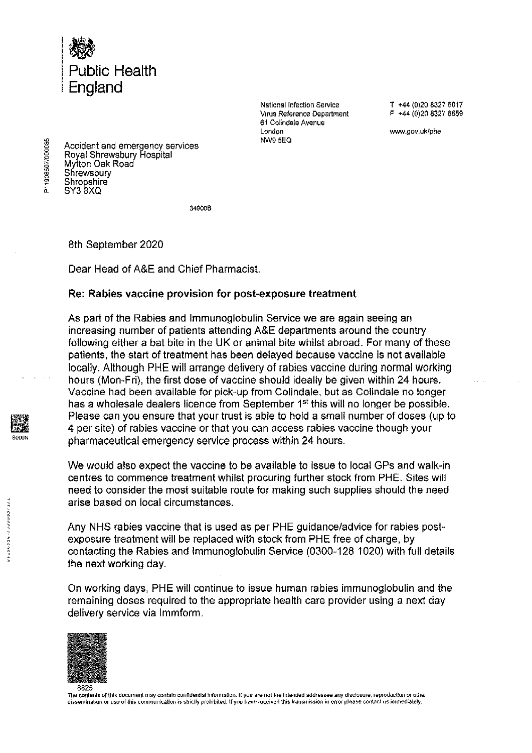Public Health England

National Infection Service
Virus Reference Department
61 Colindale Avenue
London
NW9 5EQ

T +44 (0)20 8327 6017
F +44 (0)20 8327 6559

www.gov.uk/phe

P119085070000085

Accident and emergency services
Royal Shrewsbury Hospital
Mytton Oak Road
Shrewsbury
Shropshire
SY3 8XQ

34900B

8th September 2020

Dear Head of A&E and Chief Pharmacist,

**Re: Rabies vaccine provision for post-exposure treatment**

As part of the Rabies and Immunoglobulin Service we are again seeing an increasing number of patients attending A&E departments around the country following either a bat bite in the UK or animal bite whilst abroad. For many of these patients, the start of treatment has been delayed because vaccine is not available locally. Although PHE will arrange delivery of rabies vaccine during normal working hours (Mon-Fri), the first dose of vaccine should ideally be given within 24 hours. Vaccine had been available for pick-up from Colindale, but as Colindale no longer has a wholesale dealers licence from September 1st this will no longer be possible. Please can you ensure that your trust is able to hold a small number of doses (up to 4 per site) of rabies vaccine or that you can access rabies vaccine though your pharmaceutical emergency service process within 24 hours.

We would also expect the vaccine to be available to issue to local GPs and walk-in centres to commence treatment whilst procuring further stock from PHE. Sites will need to consider the most suitable route for making such supplies should the need arise based on local circumstances.

Any NHS rabies vaccine that is used as per PHE guidance/advice for rabies post-exposure treatment will be replaced with stock from PHE free of charge, by contacting the Rabies and Immunoglobulin Service (0300-128 1020) with full details the next working day.

On working days, PHE will continue to issue human rabies immunoglobulin and the remaining doses required to the appropriate health care provider using a next day delivery service via Immform.

8825

The contents of this document may contain confidential information. If you are not the intended addressee any disclosure, reproduction or other dissemination or use of this communication is strictly prohibited. If you have received this transmission in error please contact us immediately.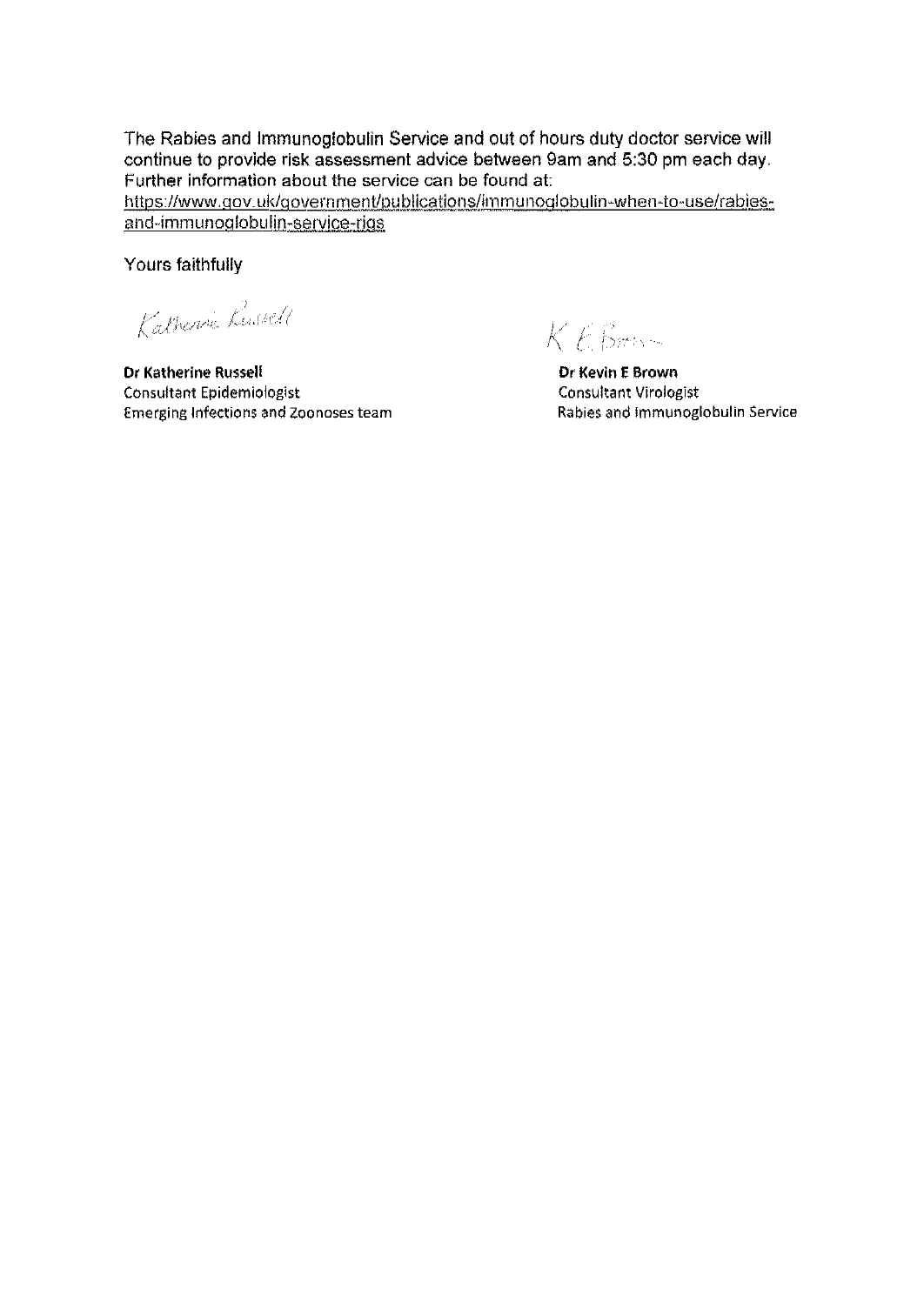The Rabies and Immunoglobulin Service and out of hours duty doctor service will continue to provide risk assessment advice between 9am and 5:30 pm each day. Further information about the service can be found at: https://www.gov.uk/government/publications/immunoglobulin-when-to-use/rabies-and-immunoglobulin-service-rigs

Yours faithfully

Katherine Russell

**Dr Katherine Russell**
Consultant Epidemiologist
Emerging Infections and Zoonoses team

K E Brown

**Dr Kevin E Brown**
Consultant Virologist
Rabies and Immunoglobulin Service